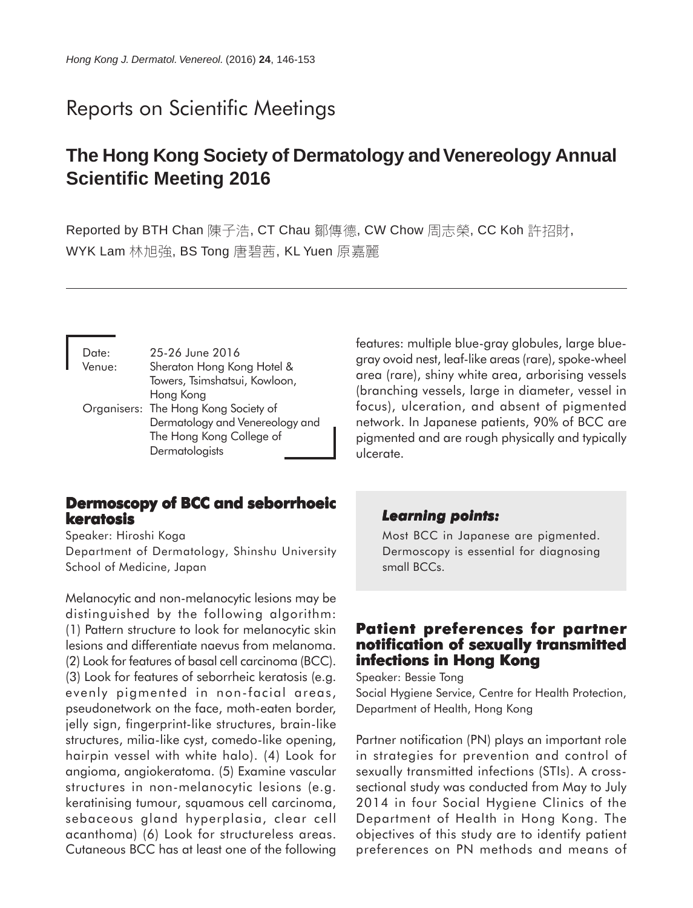# Reports on Scientific Meetings

## The Hong Kong Society of Dermatology and Venereology Annual Scientific Meeting 2016

Reported by BTH Chan 陳子浩, CT Chau 鄒傳德, CW Chow 周志榮, CC Koh 許招財, WYK Lam 林旭強, BS Tong 唐碧茜, KL Yuen 原嘉麗

Date: 25-26 June 2016
Venue: Sheraton Hong Kong Hotel & Towers, Tsimshatsui, Kowloon, Hong Kong
Organisers: The Hong Kong Society of Dermatology and Venereology and The Hong Kong College of Dermatologists

### Dermoscopy of BCC and seborrhoeic keratosis

Speaker: Hiroshi Koga
Department of Dermatology, Shinshu University School of Medicine, Japan

Melanocytic and non-melanocytic lesions may be distinguished by the following algorithm: (1) Pattern structure to look for melanocytic skin lesions and differentiate naevus from melanoma. (2) Look for features of basal cell carcinoma (BCC). (3) Look for features of seborrheic keratosis (e.g. evenly pigmented in non-facial areas, pseudonetwork on the face, moth-eaten border, jelly sign, fingerprint-like structures, brain-like structures, milia-like cyst, comedo-like opening, hairpin vessel with white halo). (4) Look for angioma, angiokeratoma. (5) Examine vascular structures in non-melanocytic lesions (e.g. keratinising tumour, squamous cell carcinoma, sebaceous gland hyperplasia, clear cell acanthoma) (6) Look for structureless areas. Cutaneous BCC has at least one of the following features: multiple blue-gray globules, large blue-gray ovoid nest, leaf-like areas (rare), spoke-wheel area (rare), shiny white area, arborising vessels (branching vessels, large in diameter, vessel in focus), ulceration, and absent of pigmented network. In Japanese patients, 90% of BCC are pigmented and are rough physically and typically ulcerate.

> ***Learning points:***
>
> Most BCC in Japanese are pigmented. Dermoscopy is essential for diagnosing small BCCs.

### Patient preferences for partner notification of sexually transmitted infections in Hong Kong

Speaker: Bessie Tong
Social Hygiene Service, Centre for Health Protection, Department of Health, Hong Kong

Partner notification (PN) plays an important role in strategies for prevention and control of sexually transmitted infections (STIs). A cross-sectional study was conducted from May to July 2014 in four Social Hygiene Clinics of the Department of Health in Hong Kong. The objectives of this study are to identify patient preferences on PN methods and means of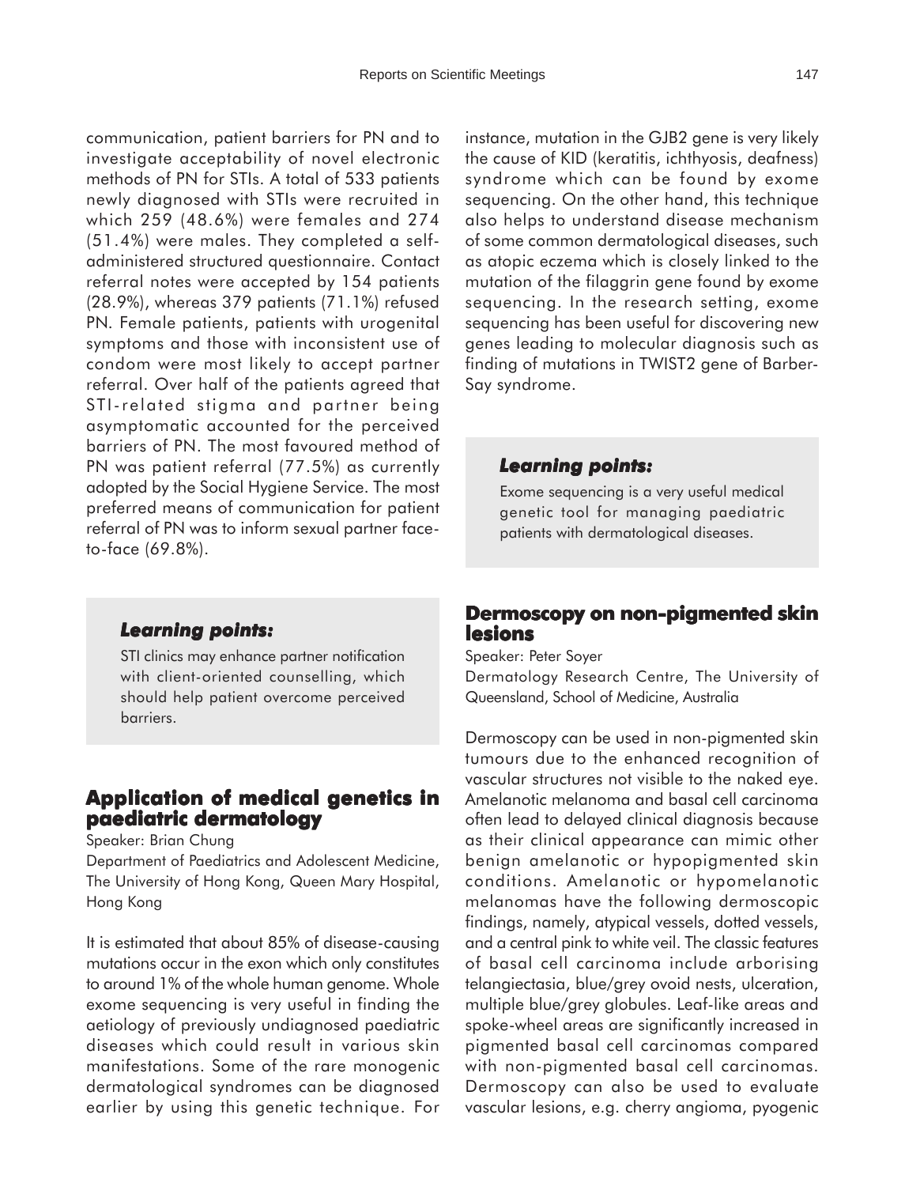communication, patient barriers for PN and to investigate acceptability of novel electronic methods of PN for STIs. A total of 533 patients newly diagnosed with STIs were recruited in which 259 (48.6%) were females and 274 (51.4%) were males. They completed a self-administered structured questionnaire. Contact referral notes were accepted by 154 patients (28.9%), whereas 379 patients (71.1%) refused PN. Female patients, patients with urogenital symptoms and those with inconsistent use of condom were most likely to accept partner referral. Over half of the patients agreed that STI-related stigma and partner being asymptomatic accounted for the perceived barriers of PN. The most favoured method of PN was patient referral (77.5%) as currently adopted by the Social Hygiene Service. The most preferred means of communication for patient referral of PN was to inform sexual partner face-to-face (69.8%).

***Learning points:***

STI clinics may enhance partner notification with client-oriented counselling, which should help patient overcome perceived barriers.

## Application of medical genetics in paediatric dermatology

Speaker: Brian Chung

Department of Paediatrics and Adolescent Medicine, The University of Hong Kong, Queen Mary Hospital, Hong Kong

It is estimated that about 85% of disease-causing mutations occur in the exon which only constitutes to around 1% of the whole human genome. Whole exome sequencing is very useful in finding the aetiology of previously undiagnosed paediatric diseases which could result in various skin manifestations. Some of the rare monogenic dermatological syndromes can be diagnosed earlier by using this genetic technique. For instance, mutation in the GJB2 gene is very likely the cause of KID (keratitis, ichthyosis, deafness) syndrome which can be found by exome sequencing. On the other hand, this technique also helps to understand disease mechanism of some common dermatological diseases, such as atopic eczema which is closely linked to the mutation of the filaggrin gene found by exome sequencing. In the research setting, exome sequencing has been useful for discovering new genes leading to molecular diagnosis such as finding of mutations in TWIST2 gene of Barber-Say syndrome.

***Learning points:***

Exome sequencing is a very useful medical genetic tool for managing paediatric patients with dermatological diseases.

## Dermoscopy on non-pigmented skin lesions

Speaker: Peter Soyer

Dermatology Research Centre, The University of Queensland, School of Medicine, Australia

Dermoscopy can be used in non-pigmented skin tumours due to the enhanced recognition of vascular structures not visible to the naked eye. Amelanotic melanoma and basal cell carcinoma often lead to delayed clinical diagnosis because as their clinical appearance can mimic other benign amelanotic or hypopigmented skin conditions. Amelanotic or hypomelanotic melanomas have the following dermoscopic findings, namely, atypical vessels, dotted vessels, and a central pink to white veil. The classic features of basal cell carcinoma include arborising telangiectasia, blue/grey ovoid nests, ulceration, multiple blue/grey globules. Leaf-like areas and spoke-wheel areas are significantly increased in pigmented basal cell carcinomas compared with non-pigmented basal cell carcinomas. Dermoscopy can also be used to evaluate vascular lesions, e.g. cherry angioma, pyogenic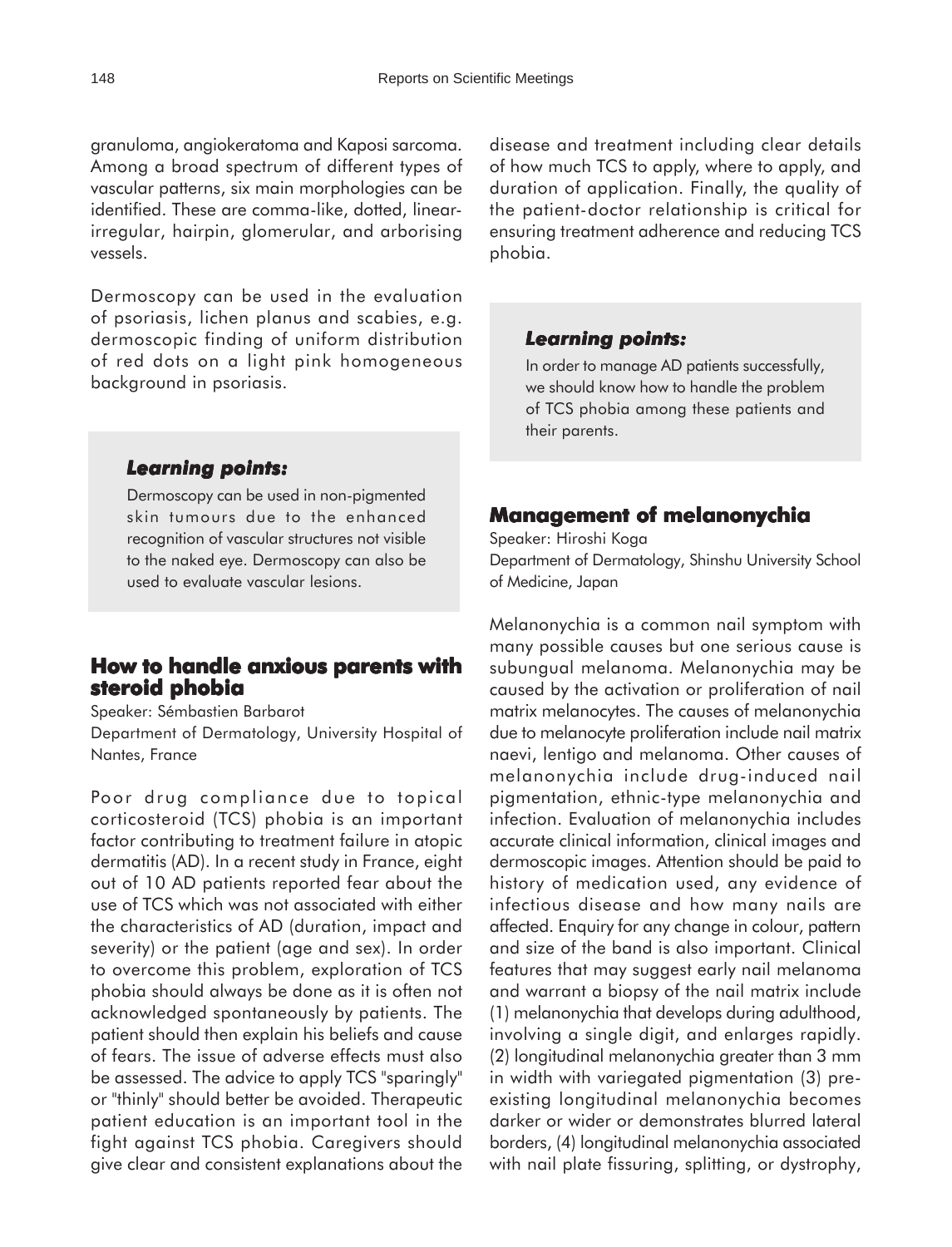granuloma, angiokeratoma and Kaposi sarcoma. Among a broad spectrum of different types of vascular patterns, six main morphologies can be identified. These are comma-like, dotted, linear-irregular, hairpin, glomerular, and arborising vessels.

Dermoscopy can be used in the evaluation of psoriasis, lichen planus and scabies, e.g. dermoscopic finding of uniform distribution of red dots on a light pink homogeneous background in psoriasis.

> ***Learning points:***
>
> Dermoscopy can be used in non-pigmented skin tumours due to the enhanced recognition of vascular structures not visible to the naked eye. Dermoscopy can also be used to evaluate vascular lesions.

## How to handle anxious parents with steroid phobia

Speaker: Sémbastien Barbarot
Department of Dermatology, University Hospital of Nantes, France

Poor drug compliance due to topical corticosteroid (TCS) phobia is an important factor contributing to treatment failure in atopic dermatitis (AD). In a recent study in France, eight out of 10 AD patients reported fear about the use of TCS which was not associated with either the characteristics of AD (duration, impact and severity) or the patient (age and sex). In order to overcome this problem, exploration of TCS phobia should always be done as it is often not acknowledged spontaneously by patients. The patient should then explain his beliefs and cause of fears. The issue of adverse effects must also be assessed. The advice to apply TCS "sparingly" or "thinly" should better be avoided. Therapeutic patient education is an important tool in the fight against TCS phobia. Caregivers should give clear and consistent explanations about the disease and treatment including clear details of how much TCS to apply, where to apply, and duration of application. Finally, the quality of the patient-doctor relationship is critical for ensuring treatment adherence and reducing TCS phobia.

> ***Learning points:***
>
> In order to manage AD patients successfully, we should know how to handle the problem of TCS phobia among these patients and their parents.

## Management of melanonychia

Speaker: Hiroshi Koga
Department of Dermatology, Shinshu University School of Medicine, Japan

Melanonychia is a common nail symptom with many possible causes but one serious cause is subungual melanoma. Melanonychia may be caused by the activation or proliferation of nail matrix melanocytes. The causes of melanonychia due to melanocyte proliferation include nail matrix naevi, lentigo and melanoma. Other causes of melanonychia include drug-induced nail pigmentation, ethnic-type melanonychia and infection. Evaluation of melanonychia includes accurate clinical information, clinical images and dermoscopic images. Attention should be paid to history of medication used, any evidence of infectious disease and how many nails are affected. Enquiry for any change in colour, pattern and size of the band is also important. Clinical features that may suggest early nail melanoma and warrant a biopsy of the nail matrix include (1) melanonychia that develops during adulthood, involving a single digit, and enlarges rapidly. (2) longitudinal melanonychia greater than 3 mm in width with variegated pigmentation (3) pre-existing longitudinal melanonychia becomes darker or wider or demonstrates blurred lateral borders, (4) longitudinal melanonychia associated with nail plate fissuring, splitting, or dystrophy,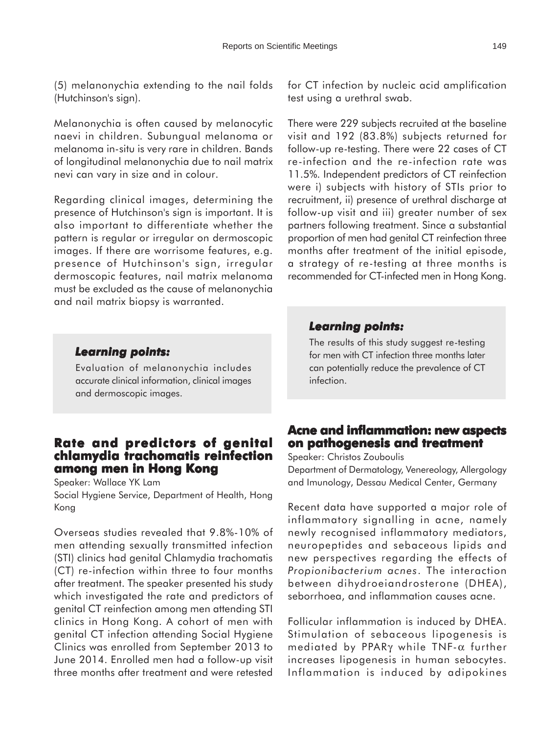(5) melanonychia extending to the nail folds (Hutchinson's sign).

Melanonychia is often caused by melanocytic naevi in children. Subungual melanoma or melanoma in-situ is very rare in children. Bands of longitudinal melanonychia due to nail matrix nevi can vary in size and in colour.

Regarding clinical images, determining the presence of Hutchinson's sign is important. It is also important to differentiate whether the pattern is regular or irregular on dermoscopic images. If there are worrisome features, e.g. presence of Hutchinson's sign, irregular dermoscopic features, nail matrix melanoma must be excluded as the cause of melanonychia and nail matrix biopsy is warranted.

> ***Learning points:***
>
> Evaluation of melanonychia includes accurate clinical information, clinical images and dermoscopic images.

## Rate and predictors of genital chlamydia trachomatis reinfection among men in Hong Kong

Speaker: Wallace YK Lam

Social Hygiene Service, Department of Health, Hong Kong

Overseas studies revealed that 9.8%-10% of men attending sexually transmitted infection (STI) clinics had genital Chlamydia trachomatis (CT) re-infection within three to four months after treatment. The speaker presented his study which investigated the rate and predictors of genital CT reinfection among men attending STI clinics in Hong Kong. A cohort of men with genital CT infection attending Social Hygiene Clinics was enrolled from September 2013 to June 2014. Enrolled men had a follow-up visit three months after treatment and were retested for CT infection by nucleic acid amplification test using a urethral swab.

There were 229 subjects recruited at the baseline visit and 192 (83.8%) subjects returned for follow-up re-testing. There were 22 cases of CT re-infection and the re-infection rate was 11.5%. Independent predictors of CT reinfection were i) subjects with history of STIs prior to recruitment, ii) presence of urethral discharge at follow-up visit and iii) greater number of sex partners following treatment. Since a substantial proportion of men had genital CT reinfection three months after treatment of the initial episode, a strategy of re-testing at three months is recommended for CT-infected men in Hong Kong.

> ***Learning points:***
>
> The results of this study suggest re-testing for men with CT infection three months later can potentially reduce the prevalence of CT infection.

## Acne and inflammation: new aspects on pathogenesis and treatment

Speaker: Christos Zouboulis

Department of Dermatology, Venereology, Allergology and Imunology, Dessau Medical Center, Germany

Recent data have supported a major role of inflammatory signalling in acne, namely newly recognised inflammatory mediators, neuropeptides and sebaceous lipids and new perspectives regarding the effects of *Propionibacterium acnes*. The interaction between dihydroeiandrosterone (DHEA), seborrhoea, and inflammation causes acne.

Follicular inflammation is induced by DHEA. Stimulation of sebaceous lipogenesis is mediated by PPAR$\gamma$ while TNF-$\alpha$ further increases lipogenesis in human sebocytes. Inflammation is induced by adipokines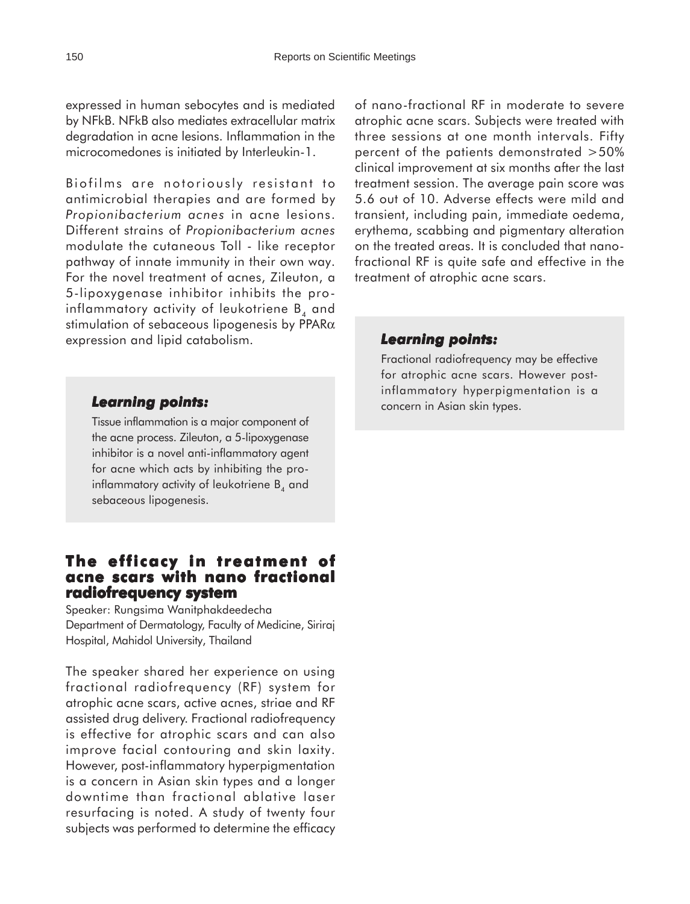expressed in human sebocytes and is mediated by NFkB. NFkB also mediates extracellular matrix degradation in acne lesions. Inflammation in the microcomedones is initiated by Interleukin-1.

Biofilms are notoriously resistant to antimicrobial therapies and are formed by *Propionibacterium acnes* in acne lesions. Different strains of *Propionibacterium acnes* modulate the cutaneous Toll - like receptor pathway of innate immunity in their own way. For the novel treatment of acnes, Zileuton, a 5-lipoxygenase inhibitor inhibits the pro-inflammatory activity of leukotriene $B_4$ and stimulation of sebaceous lipogenesis by PPAR$\alpha$ expression and lipid catabolism.

> ***Learning points:***
>
> Tissue inflammation is a major component of the acne process. Zileuton, a 5-lipoxygenase inhibitor is a novel anti-inflammatory agent for acne which acts by inhibiting the pro-inflammatory activity of leukotriene $B_4$ and sebaceous lipogenesis.

## The efficacy in treatment of acne scars with nano fractional radiofrequency system

Speaker: Rungsima Wanitphakdeedecha
Department of Dermatology, Faculty of Medicine, Siriraj Hospital, Mahidol University, Thailand

The speaker shared her experience on using fractional radiofrequency (RF) system for atrophic acne scars, active acnes, striae and RF assisted drug delivery. Fractional radiofrequency is effective for atrophic scars and can also improve facial contouring and skin laxity. However, post-inflammatory hyperpigmentation is a concern in Asian skin types and a longer downtime than fractional ablative laser resurfacing is noted. A study of twenty four subjects was performed to determine the efficacy of nano-fractional RF in moderate to severe atrophic acne scars. Subjects were treated with three sessions at one month intervals. Fifty percent of the patients demonstrated >50% clinical improvement at six months after the last treatment session. The average pain score was 5.6 out of 10. Adverse effects were mild and transient, including pain, immediate oedema, erythema, scabbing and pigmentary alteration on the treated areas. It is concluded that nano-fractional RF is quite safe and effective in the treatment of atrophic acne scars.

> ***Learning points:***
>
> Fractional radiofrequency may be effective for atrophic acne scars. However post-inflammatory hyperpigmentation is a concern in Asian skin types.